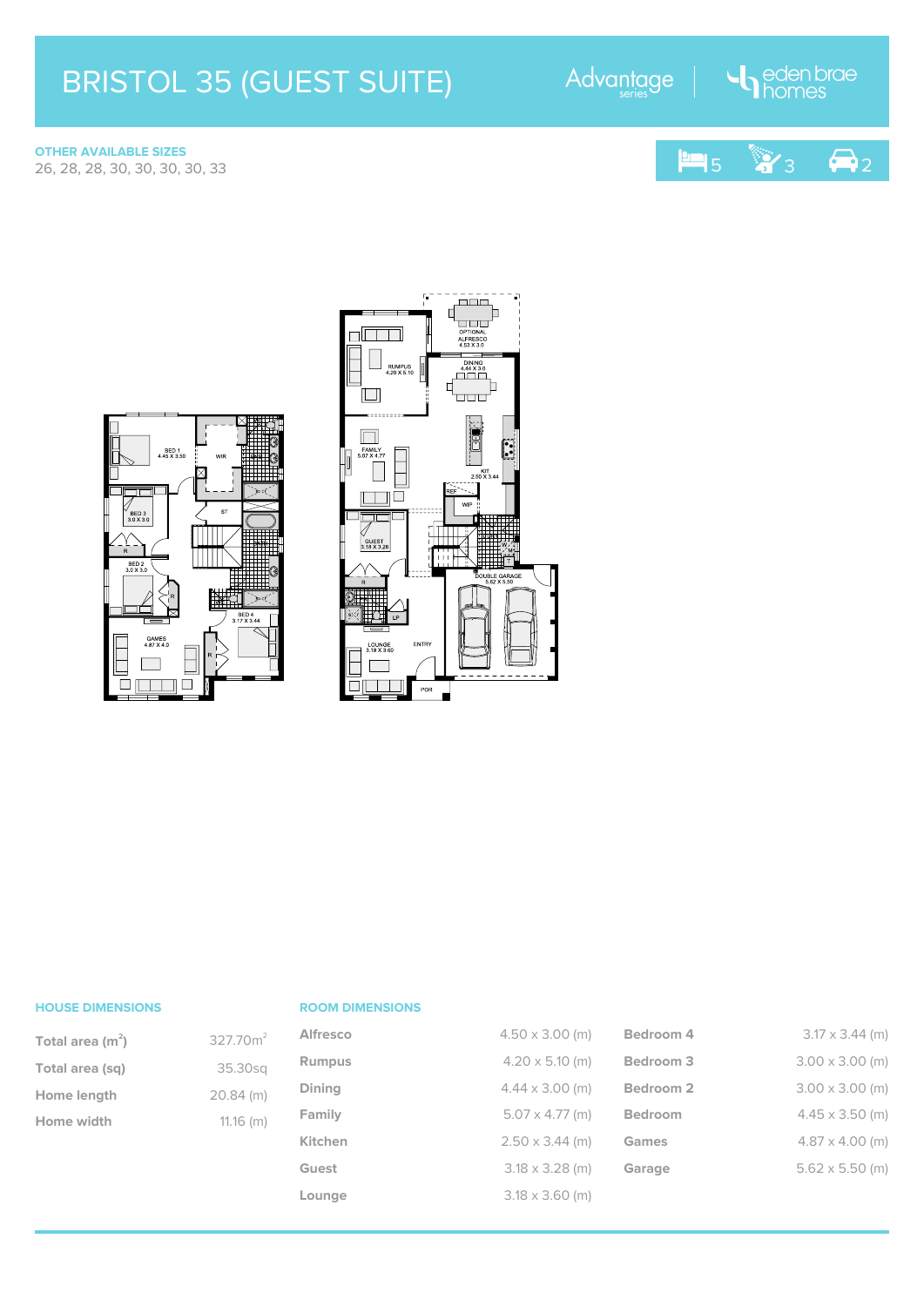# BRISTOL 35 (GUEST SUITE)

Advantage series | eden brae homes

**OTHER AVAILABLE SIZES**
26, 28, 28, 30, 30, 30, 30, 33

5 | 3 | 2

## HOUSE DIMENSIONS

| | |
|---|---|
| Total area ($m^2$) | 327.70$m^2$ |
| Total area (sq) | 35.30sq |
| Home length | 20.84 (m) |
| Home width | 11.16 (m) |

## ROOM DIMENSIONS

| | | | |
|---|---|---|---|
| Alfresco | 4.50 x 3.00 (m) | Bedroom 4 | 3.17 x 3.44 (m) |
| Rumpus | 4.20 x 5.10 (m) | Bedroom 3 | 3.00 x 3.00 (m) |
| Dining | 4.44 x 3.00 (m) | Bedroom 2 | 3.00 x 3.00 (m) |
| Family | 5.07 x 4.77 (m) | Bedroom | 4.45 x 3.50 (m) |
| Kitchen | 2.50 x 3.44 (m) | Games | 4.87 x 4.00 (m) |
| Guest | 3.18 x 3.28 (m) | Garage | 5.62 x 5.50 (m) |
| Lounge | 3.18 x 3.60 (m) | | |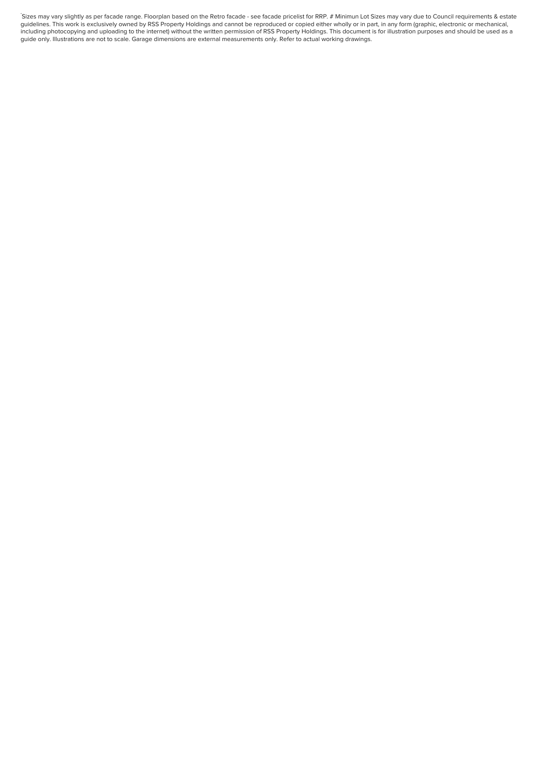*Sizes may vary slightly as per facade range. Floorplan based on the Retro facade - see facade pricelist for RRP. # Minimun Lot Sizes may vary due to Council requirements & estate guidelines. This work is exclusively owned by RSS Property Holdings and cannot be reproduced or copied either wholly or in part, in any form (graphic, electronic or mechanical, including photocopying and uploading to the internet) without the written permission of RSS Property Holdings. This document is for illustration purposes and should be used as a guide only. Illustrations are not to scale. Garage dimensions are external measurements only. Refer to actual working drawings.